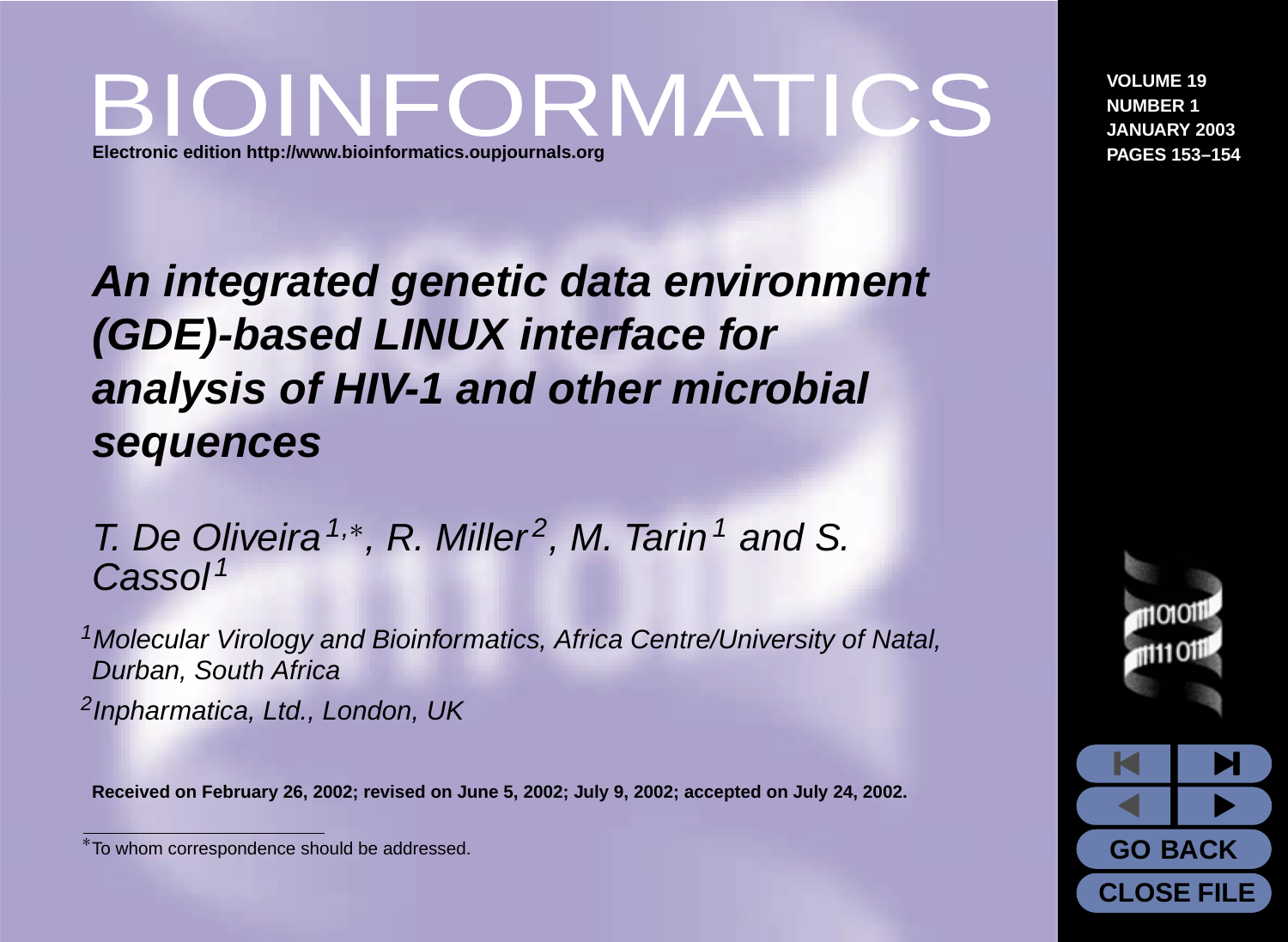# An integrated genetic data environment (GDE)-based LINUX interface for analysis of HIV-1 and other microbial sequences

*T. De Oliveira[1,*], R. Miller[2], M. Tarin[1] and S. Cassol[1]*

[1]*Molecular Virology and Bioinformatics, Africa Centre/University of Natal, Durban, South Africa*

[2]*Inpharmatica, Ltd., London, UK*

**Received on February 26, 2002; revised on June 5, 2002; July 9, 2002; accepted on July 24, 2002.**

---

*To whom correspondence should be addressed.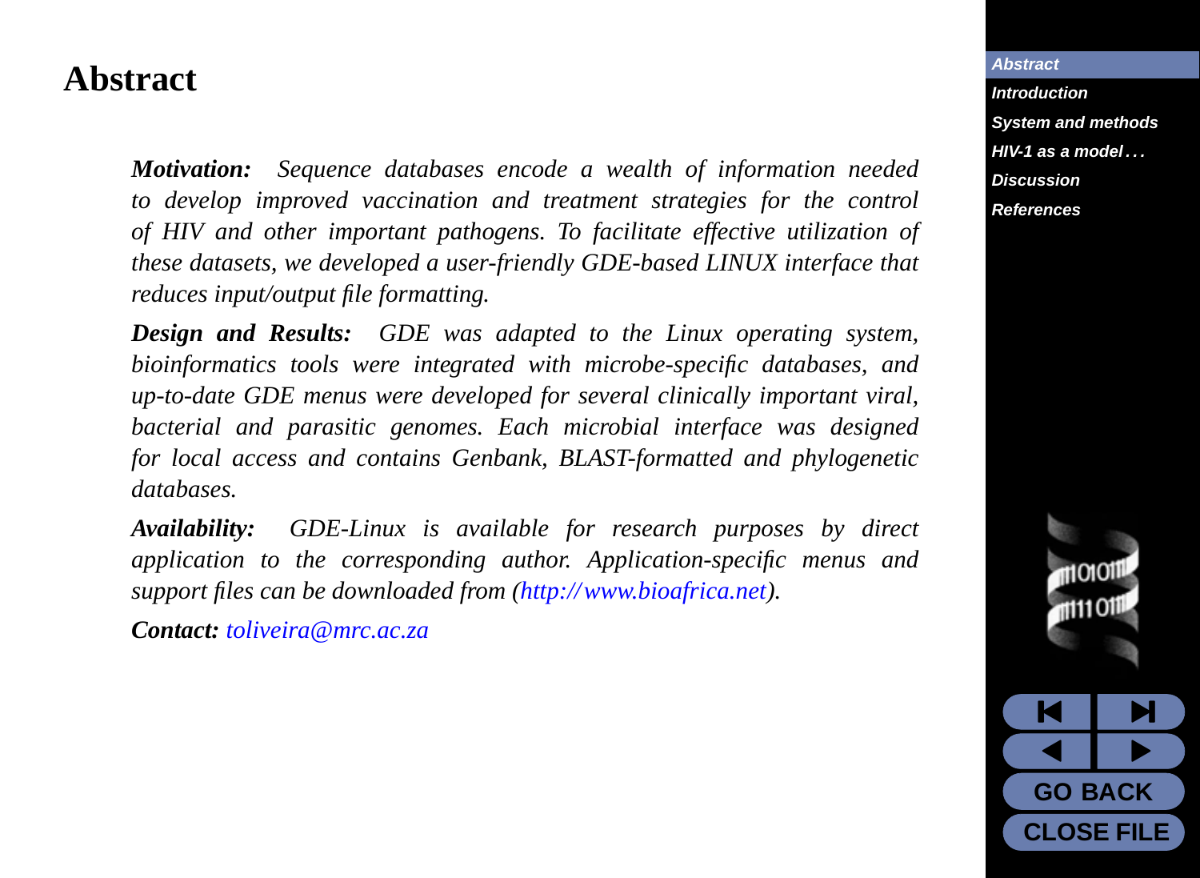# Abstract

***Motivation:*** *Sequence databases encode a wealth of information needed to develop improved vaccination and treatment strategies for the control of HIV and other important pathogens. To facilitate effective utilization of these datasets, we developed a user-friendly GDE-based LINUX interface that reduces input/output file formatting.*

***Design and Results:*** *GDE was adapted to the Linux operating system, bioinformatics tools were integrated with microbe-specific databases, and up-to-date GDE menus were developed for several clinically important viral, bacterial and parasitic genomes. Each microbial interface was designed for local access and contains Genbank, BLAST-formatted and phylogenetic databases.*

***Availability:*** *GDE-Linux is available for research purposes by direct application to the corresponding author. Application-specific menus and support files can be downloaded from (http://www.bioafrica.net).*

***Contact:*** *toliveira@mrc.ac.za*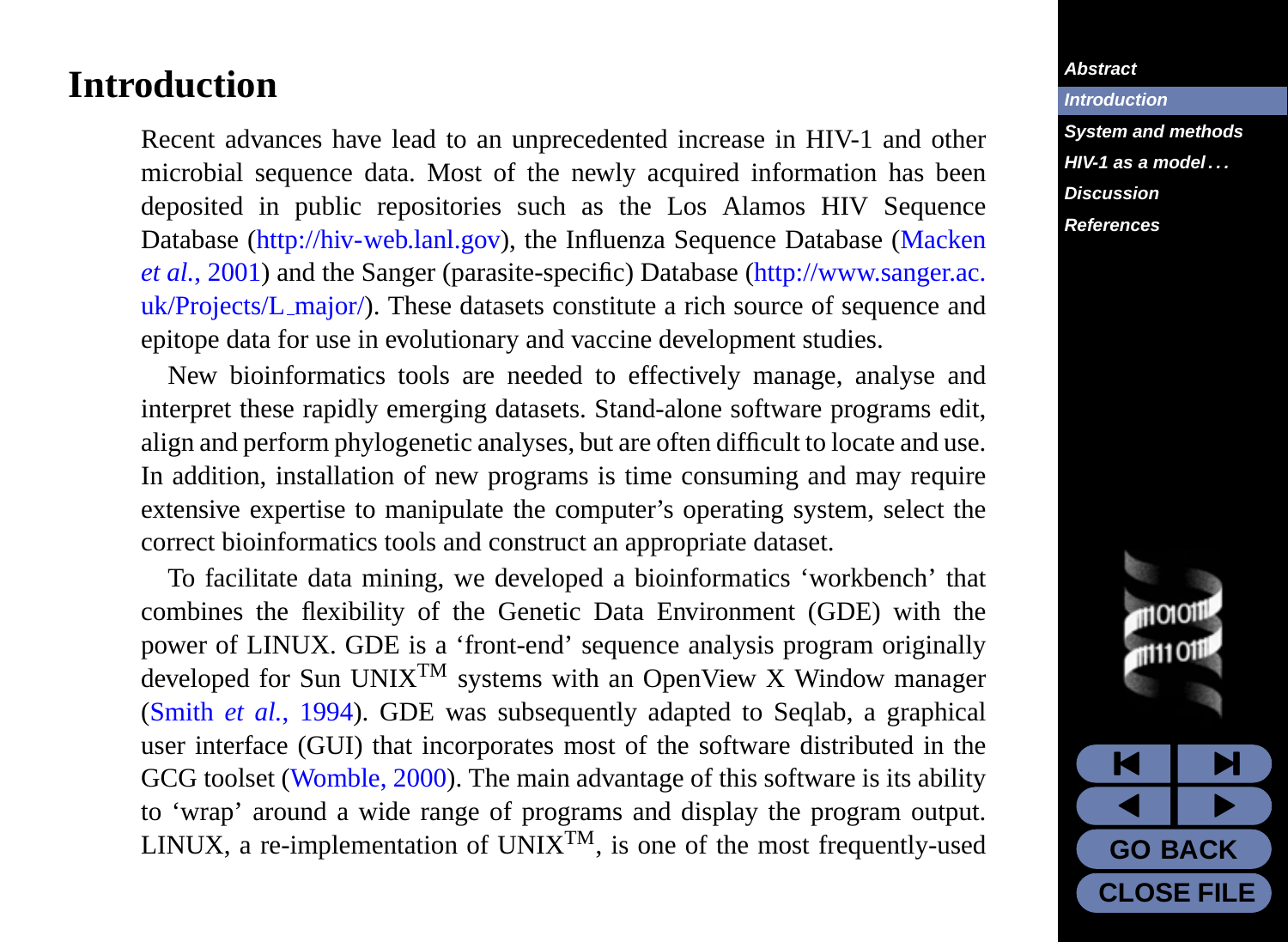# Introduction

Recent advances have lead to an unprecedented increase in HIV-1 and other microbial sequence data. Most of the newly acquired information has been deposited in public repositories such as the Los Alamos HIV Sequence Database (http://hiv-web.lanl.gov), the Influenza Sequence Database (Macken *et al.*, 2001) and the Sanger (parasite-specific) Database (http://www.sanger.ac.uk/Projects/L_major/). These datasets constitute a rich source of sequence and epitope data for use in evolutionary and vaccine development studies.

New bioinformatics tools are needed to effectively manage, analyse and interpret these rapidly emerging datasets. Stand-alone software programs edit, align and perform phylogenetic analyses, but are often difficult to locate and use. In addition, installation of new programs is time consuming and may require extensive expertise to manipulate the computer's operating system, select the correct bioinformatics tools and construct an appropriate dataset.

To facilitate data mining, we developed a bioinformatics 'workbench' that combines the flexibility of the Genetic Data Environment (GDE) with the power of LINUX. GDE is a 'front-end' sequence analysis program originally developed for Sun UNIX™ systems with an OpenView X Window manager (Smith *et al.*, 1994). GDE was subsequently adapted to Seqlab, a graphical user interface (GUI) that incorporates most of the software distributed in the GCG toolset (Womble, 2000). The main advantage of this software is its ability to 'wrap' around a wide range of programs and display the program output. LINUX, a re-implementation of UNIX™, is one of the most frequently-used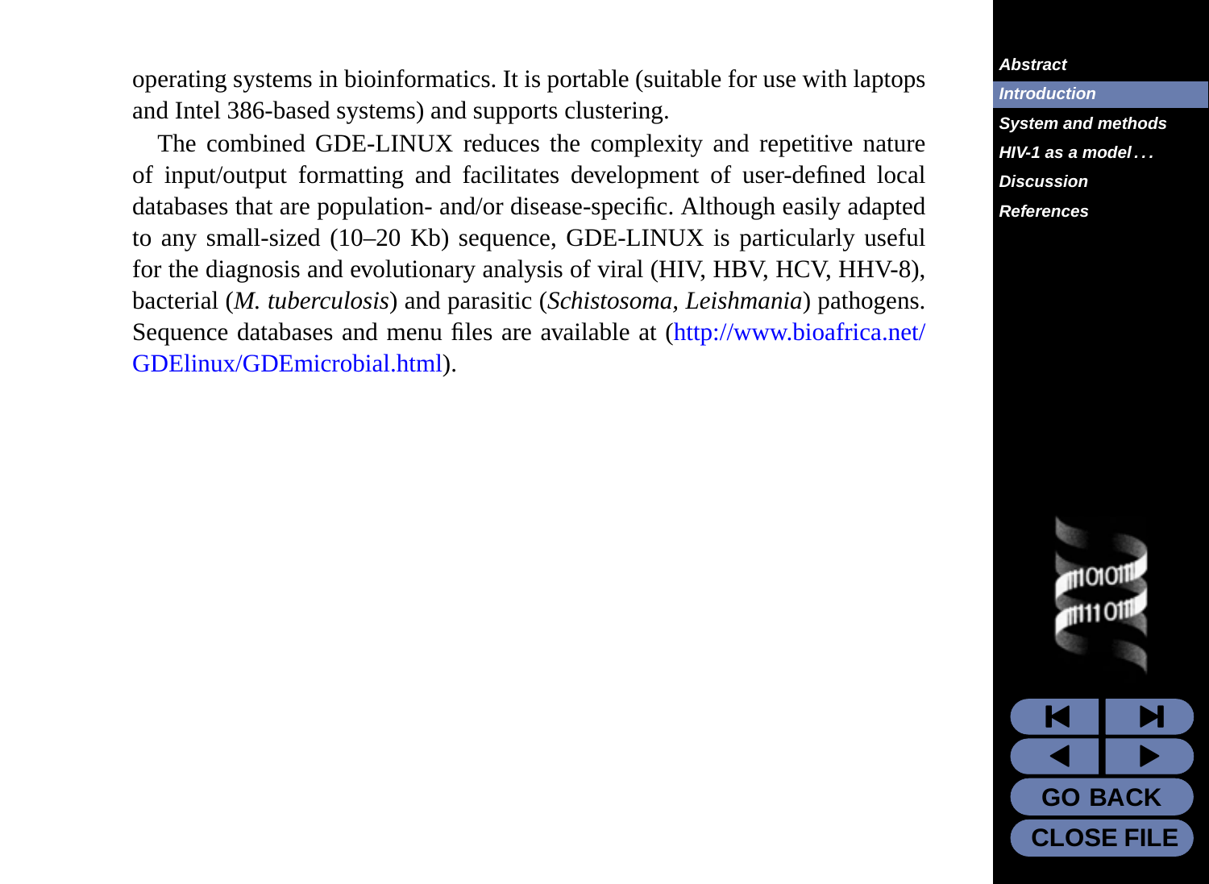operating systems in bioinformatics. It is portable (suitable for use with laptops and Intel 386-based systems) and supports clustering.

The combined GDE-LINUX reduces the complexity and repetitive nature of input/output formatting and facilitates development of user-defined local databases that are population- and/or disease-specific. Although easily adapted to any small-sized (10–20 Kb) sequence, GDE-LINUX is particularly useful for the diagnosis and evolutionary analysis of viral (HIV, HBV, HCV, HHV-8), bacterial (*M. tuberculosis*) and parasitic (*Schistosoma*, *Leishmania*) pathogens. Sequence databases and menu files are available at (http://www.bioafrica.net/GDElinux/GDEmicrobial.html).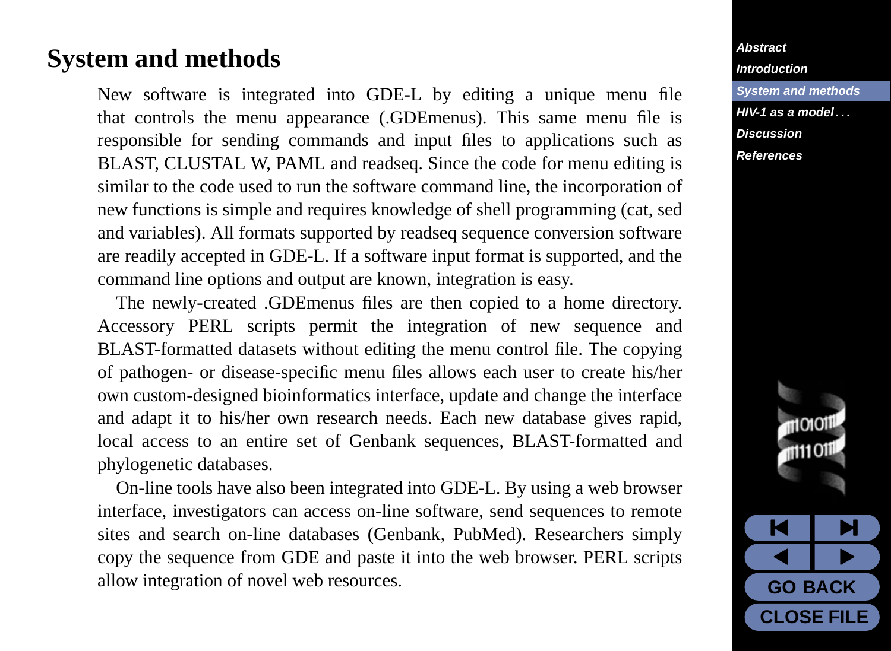# System and methods

New software is integrated into GDE-L by editing a unique menu file that controls the menu appearance (.GDEmenus). This same menu file is responsible for sending commands and input files to applications such as BLAST, CLUSTAL W, PAML and readseq. Since the code for menu editing is similar to the code used to run the software command line, the incorporation of new functions is simple and requires knowledge of shell programming (cat, sed and variables). All formats supported by readseq sequence conversion software are readily accepted in GDE-L. If a software input format is supported, and the command line options and output are known, integration is easy.

The newly-created .GDEmenus files are then copied to a home directory. Accessory PERL scripts permit the integration of new sequence and BLAST-formatted datasets without editing the menu control file. The copying of pathogen- or disease-specific menu files allows each user to create his/her own custom-designed bioinformatics interface, update and change the interface and adapt it to his/her own research needs. Each new database gives rapid, local access to an entire set of Genbank sequences, BLAST-formatted and phylogenetic databases.

On-line tools have also been integrated into GDE-L. By using a web browser interface, investigators can access on-line software, send sequences to remote sites and search on-line databases (Genbank, PubMed). Researchers simply copy the sequence from GDE and paste it into the web browser. PERL scripts allow integration of novel web resources.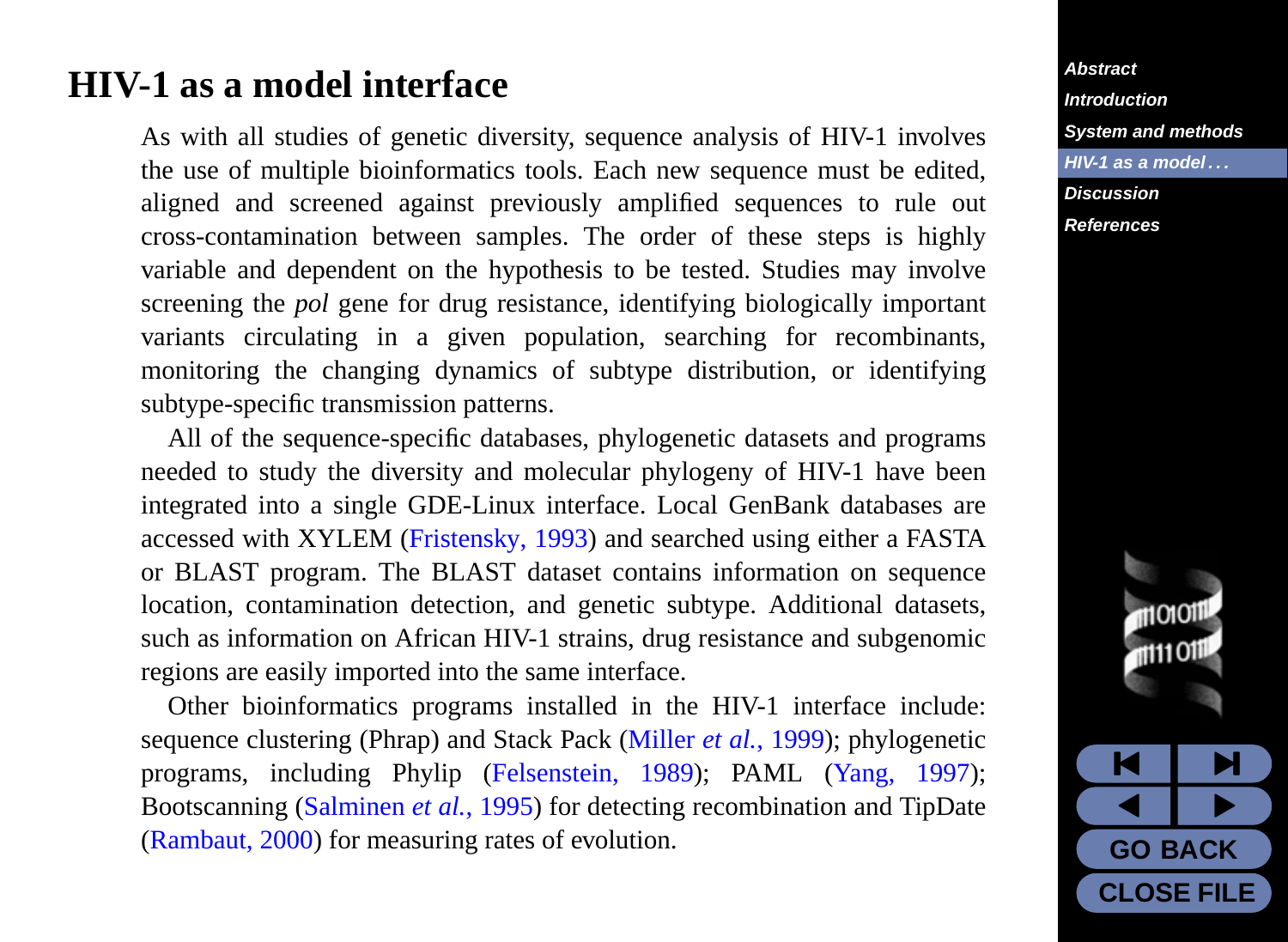# HIV-1 as a model interface

As with all studies of genetic diversity, sequence analysis of HIV-1 involves the use of multiple bioinformatics tools. Each new sequence must be edited, aligned and screened against previously amplified sequences to rule out cross-contamination between samples. The order of these steps is highly variable and dependent on the hypothesis to be tested. Studies may involve screening the *pol* gene for drug resistance, identifying biologically important variants circulating in a given population, searching for recombinants, monitoring the changing dynamics of subtype distribution, or identifying subtype-specific transmission patterns.

All of the sequence-specific databases, phylogenetic datasets and programs needed to study the diversity and molecular phylogeny of HIV-1 have been integrated into a single GDE-Linux interface. Local GenBank databases are accessed with XYLEM (Fristensky, 1993) and searched using either a FASTA or BLAST program. The BLAST dataset contains information on sequence location, contamination detection, and genetic subtype. Additional datasets, such as information on African HIV-1 strains, drug resistance and subgenomic regions are easily imported into the same interface.

Other bioinformatics programs installed in the HIV-1 interface include: sequence clustering (Phrap) and Stack Pack (Miller *et al.*, 1999); phylogenetic programs, including Phylip (Felsenstein, 1989); PAML (Yang, 1997); Bootscanning (Salminen *et al.*, 1995) for detecting recombination and TipDate (Rambaut, 2000) for measuring rates of evolution.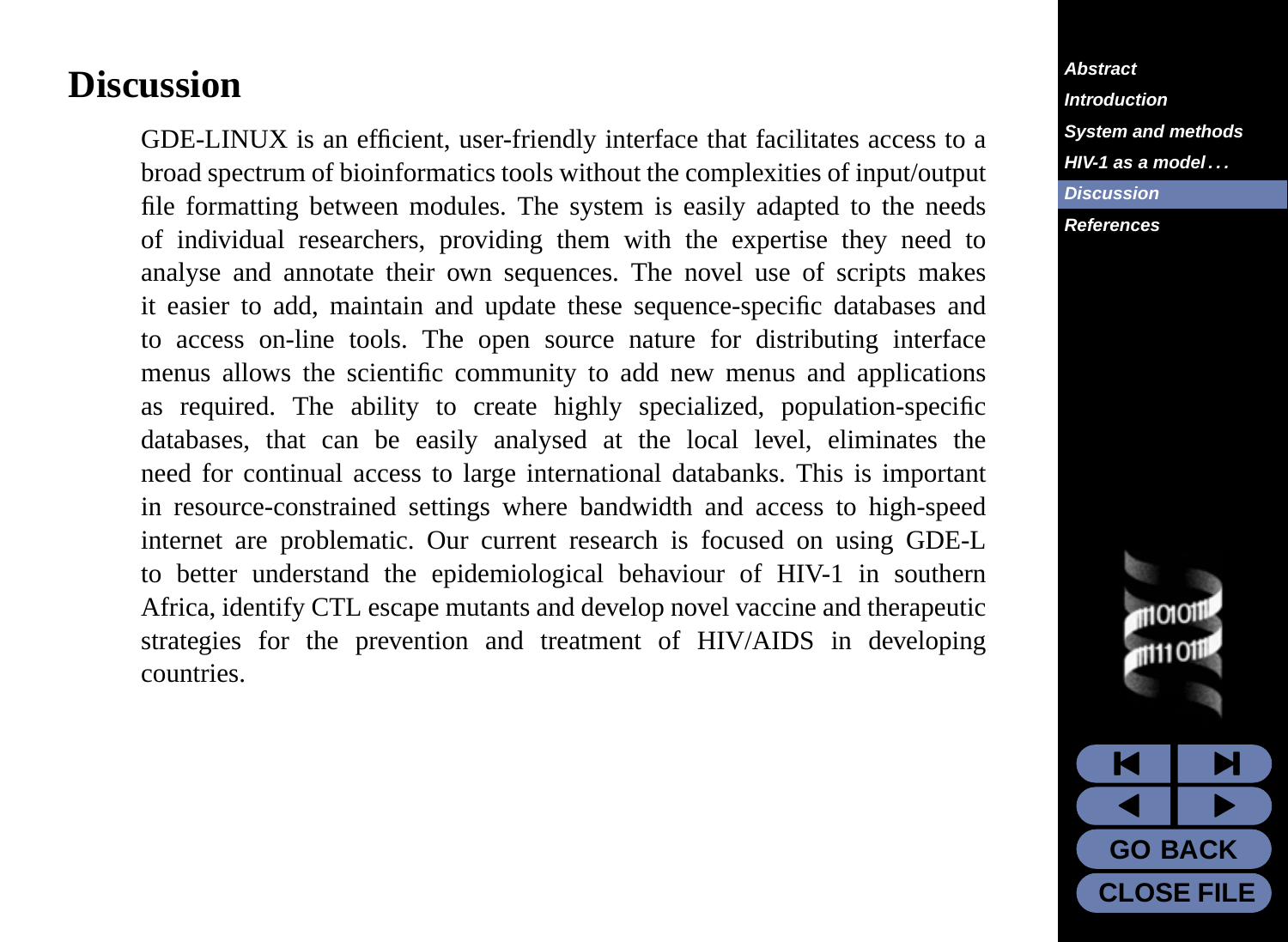# Discussion

GDE-LINUX is an efficient, user-friendly interface that facilitates access to a broad spectrum of bioinformatics tools without the complexities of input/output file formatting between modules. The system is easily adapted to the needs of individual researchers, providing them with the expertise they need to analyse and annotate their own sequences. The novel use of scripts makes it easier to add, maintain and update these sequence-specific databases and to access on-line tools. The open source nature for distributing interface menus allows the scientific community to add new menus and applications as required. The ability to create highly specialized, population-specific databases, that can be easily analysed at the local level, eliminates the need for continual access to large international databanks. This is important in resource-constrained settings where bandwidth and access to high-speed internet are problematic. Our current research is focused on using GDE-L to better understand the epidemiological behaviour of HIV-1 in southern Africa, identify CTL escape mutants and develop novel vaccine and therapeutic strategies for the prevention and treatment of HIV/AIDS in developing countries.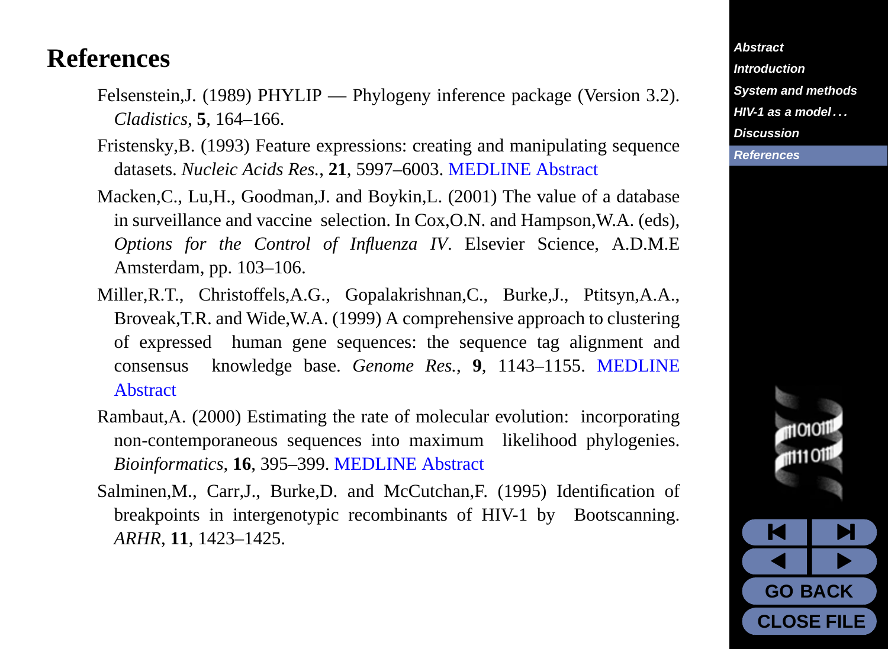# References

Felsenstein,J. (1989) PHYLIP — Phylogeny inference package (Version 3.2). *Cladistics*, **5**, 164–166.

Fristensky,B. (1993) Feature expressions: creating and manipulating sequence datasets. *Nucleic Acids Res.*, **21**, 5997–6003. MEDLINE Abstract

Macken,C., Lu,H., Goodman,J. and Boykin,L. (2001) The value of a database in surveillance and vaccine selection. In Cox,O.N. and Hampson,W.A. (eds), *Options for the Control of Influenza IV*. Elsevier Science, A.D.M.E Amsterdam, pp. 103–106.

Miller,R.T., Christoffels,A.G., Gopalakrishnan,C., Burke,J., Ptitsyn,A.A., Broveak,T.R. and Wide,W.A. (1999) A comprehensive approach to clustering of expressed human gene sequences: the sequence tag alignment and consensus knowledge base. *Genome Res.*, **9**, 1143–1155. MEDLINE Abstract

Rambaut,A. (2000) Estimating the rate of molecular evolution: incorporating non-contemporaneous sequences into maximum likelihood phylogenies. *Bioinformatics*, **16**, 395–399. MEDLINE Abstract

Salminen,M., Carr,J., Burke,D. and McCutchan,F. (1995) Identification of breakpoints in intergenotypic recombinants of HIV-1 by Bootscanning. *ARHR*, **11**, 1423–1425.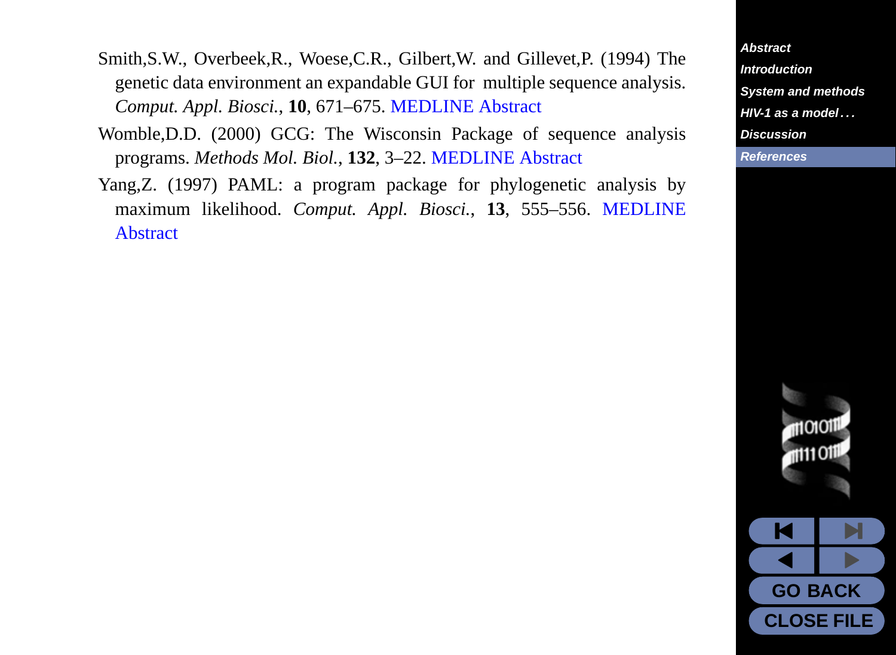Smith,S.W., Overbeek,R., Woese,C.R., Gilbert,W. and Gillevet,P. (1994) The genetic data environment an expandable GUI for multiple sequence analysis. *Comput. Appl. Biosci.*, **10**, 671–675. MEDLINE Abstract

Womble,D.D. (2000) GCG: The Wisconsin Package of sequence analysis programs. *Methods Mol. Biol.*, **132**, 3–22. MEDLINE Abstract

Yang,Z. (1997) PAML: a program package for phylogenetic analysis by maximum likelihood. *Comput. Appl. Biosci.*, **13**, 555–556. MEDLINE Abstract